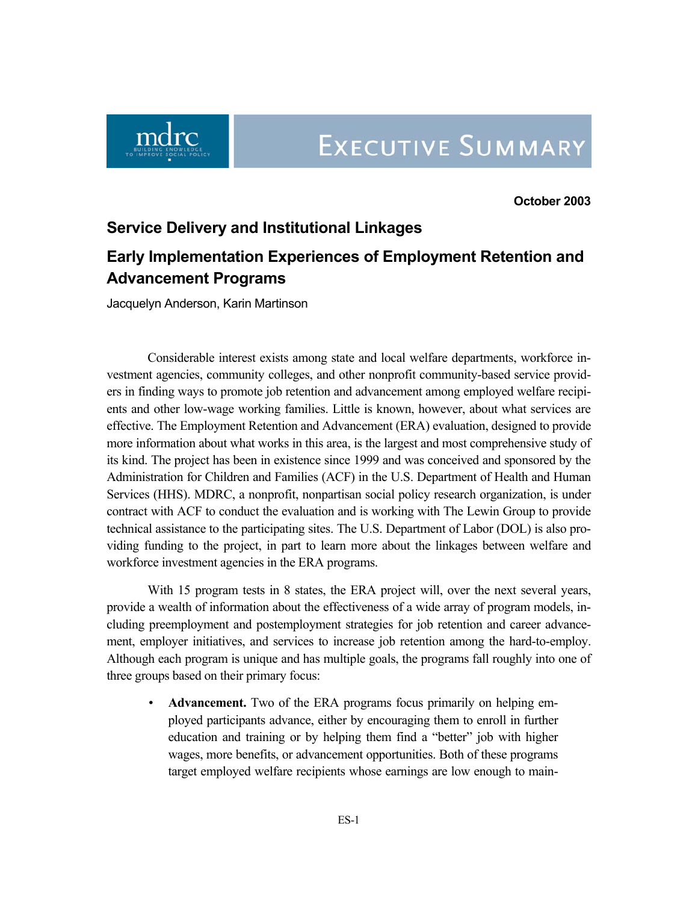mdrc
BUILDING KNOWLEDGE TO IMPROVE SOCIAL POLICY

# EXECUTIVE SUMMARY

**October 2003**

## Service Delivery and Institutional Linkages

## Early Implementation Experiences of Employment Retention and Advancement Programs

Jacquelyn Anderson, Karin Martinson

Considerable interest exists among state and local welfare departments, workforce investment agencies, community colleges, and other nonprofit community-based service providers in finding ways to promote job retention and advancement among employed welfare recipients and other low-wage working families. Little is known, however, about what services are effective. The Employment Retention and Advancement (ERA) evaluation, designed to provide more information about what works in this area, is the largest and most comprehensive study of its kind. The project has been in existence since 1999 and was conceived and sponsored by the Administration for Children and Families (ACF) in the U.S. Department of Health and Human Services (HHS). MDRC, a nonprofit, nonpartisan social policy research organization, is under contract with ACF to conduct the evaluation and is working with The Lewin Group to provide technical assistance to the participating sites. The U.S. Department of Labor (DOL) is also providing funding to the project, in part to learn more about the linkages between welfare and workforce investment agencies in the ERA programs.

With 15 program tests in 8 states, the ERA project will, over the next several years, provide a wealth of information about the effectiveness of a wide array of program models, including preemployment and postemployment strategies for job retention and career advancement, employer initiatives, and services to increase job retention among the hard-to-employ. Although each program is unique and has multiple goals, the programs fall roughly into one of three groups based on their primary focus:

- **Advancement.** Two of the ERA programs focus primarily on helping employed participants advance, either by encouraging them to enroll in further education and training or by helping them find a "better" job with higher wages, more benefits, or advancement opportunities. Both of these programs target employed welfare recipients whose earnings are low enough to main-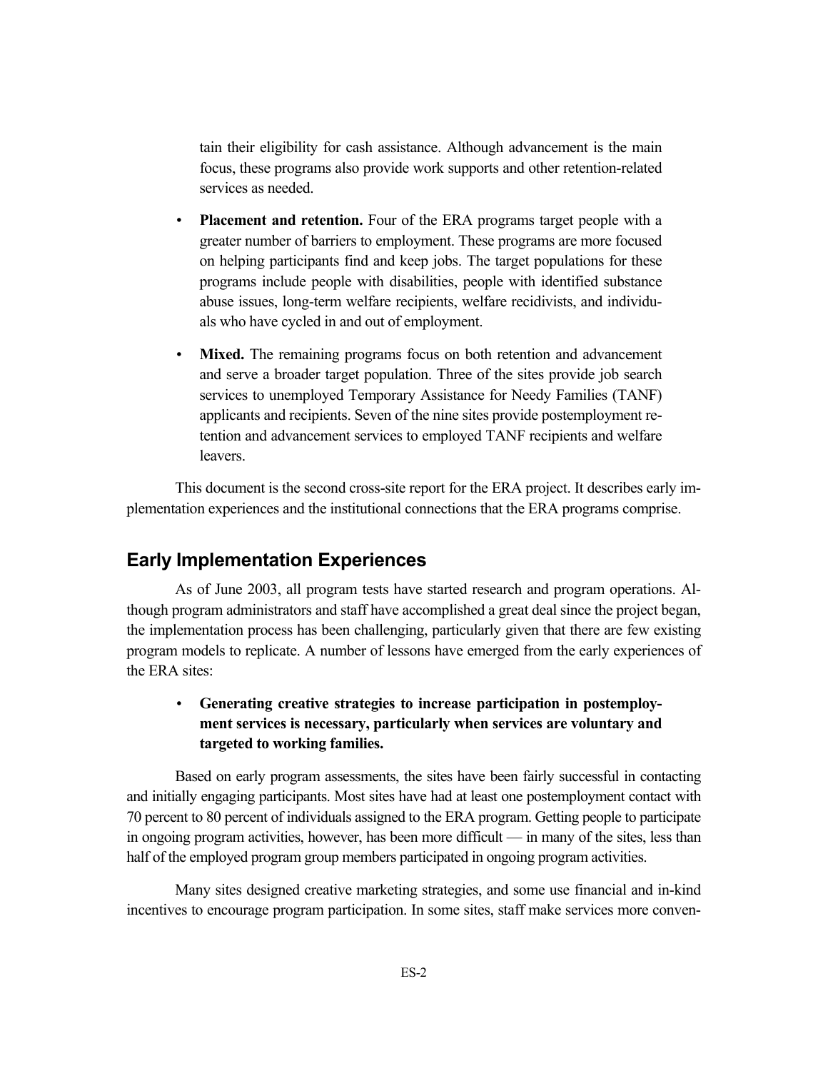tain their eligibility for cash assistance. Although advancement is the main focus, these programs also provide work supports and other retention-related services as needed.

- **Placement and retention.** Four of the ERA programs target people with a greater number of barriers to employment. These programs are more focused on helping participants find and keep jobs. The target populations for these programs include people with disabilities, people with identified substance abuse issues, long-term welfare recipients, welfare recidivists, and individuals who have cycled in and out of employment.

- **Mixed.** The remaining programs focus on both retention and advancement and serve a broader target population. Three of the sites provide job search services to unemployed Temporary Assistance for Needy Families (TANF) applicants and recipients. Seven of the nine sites provide postemployment retention and advancement services to employed TANF recipients and welfare leavers.

This document is the second cross-site report for the ERA project. It describes early implementation experiences and the institutional connections that the ERA programs comprise.

## Early Implementation Experiences

As of June 2003, all program tests have started research and program operations. Although program administrators and staff have accomplished a great deal since the project began, the implementation process has been challenging, particularly given that there are few existing program models to replicate. A number of lessons have emerged from the early experiences of the ERA sites:

- **Generating creative strategies to increase participation in postemployment services is necessary, particularly when services are voluntary and targeted to working families.**

Based on early program assessments, the sites have been fairly successful in contacting and initially engaging participants. Most sites have had at least one postemployment contact with 70 percent to 80 percent of individuals assigned to the ERA program. Getting people to participate in ongoing program activities, however, has been more difficult — in many of the sites, less than half of the employed program group members participated in ongoing program activities.

Many sites designed creative marketing strategies, and some use financial and in-kind incentives to encourage program participation. In some sites, staff make services more conven-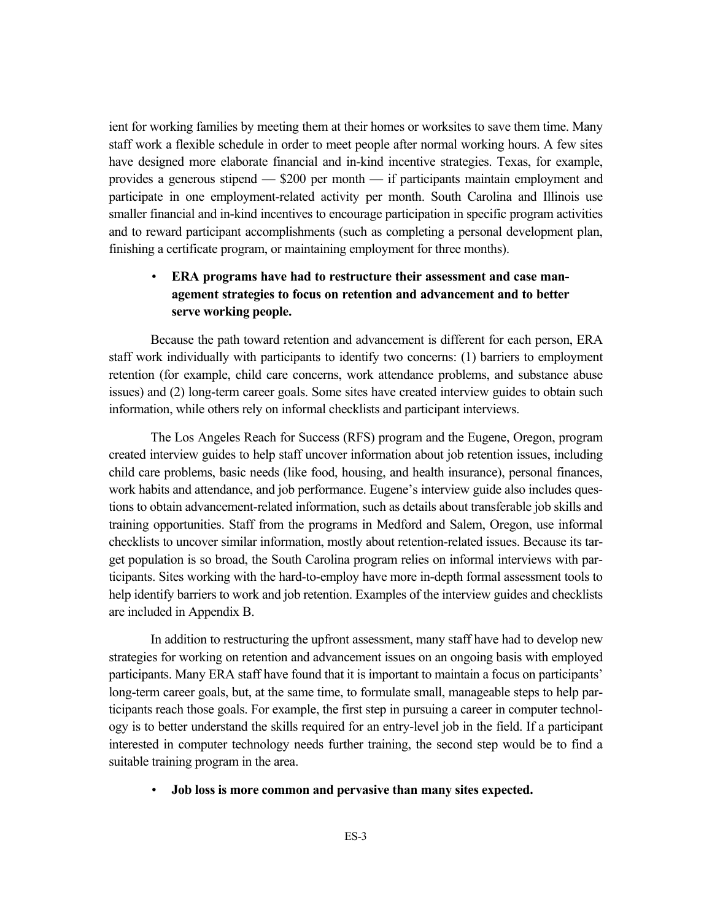ient for working families by meeting them at their homes or worksites to save them time. Many staff work a flexible schedule in order to meet people after normal working hours. A few sites have designed more elaborate financial and in-kind incentive strategies. Texas, for example, provides a generous stipend — $200 per month — if participants maintain employment and participate in one employment-related activity per month. South Carolina and Illinois use smaller financial and in-kind incentives to encourage participation in specific program activities and to reward participant accomplishments (such as completing a personal development plan, finishing a certificate program, or maintaining employment for three months).

- **ERA programs have had to restructure their assessment and case management strategies to focus on retention and advancement and to better serve working people.**

Because the path toward retention and advancement is different for each person, ERA staff work individually with participants to identify two concerns: (1) barriers to employment retention (for example, child care concerns, work attendance problems, and substance abuse issues) and (2) long-term career goals. Some sites have created interview guides to obtain such information, while others rely on informal checklists and participant interviews.

The Los Angeles Reach for Success (RFS) program and the Eugene, Oregon, program created interview guides to help staff uncover information about job retention issues, including child care problems, basic needs (like food, housing, and health insurance), personal finances, work habits and attendance, and job performance. Eugene's interview guide also includes questions to obtain advancement-related information, such as details about transferable job skills and training opportunities. Staff from the programs in Medford and Salem, Oregon, use informal checklists to uncover similar information, mostly about retention-related issues. Because its target population is so broad, the South Carolina program relies on informal interviews with participants. Sites working with the hard-to-employ have more in-depth formal assessment tools to help identify barriers to work and job retention. Examples of the interview guides and checklists are included in Appendix B.

In addition to restructuring the upfront assessment, many staff have had to develop new strategies for working on retention and advancement issues on an ongoing basis with employed participants. Many ERA staff have found that it is important to maintain a focus on participants' long-term career goals, but, at the same time, to formulate small, manageable steps to help participants reach those goals. For example, the first step in pursuing a career in computer technology is to better understand the skills required for an entry-level job in the field. If a participant interested in computer technology needs further training, the second step would be to find a suitable training program in the area.

- **Job loss is more common and pervasive than many sites expected.**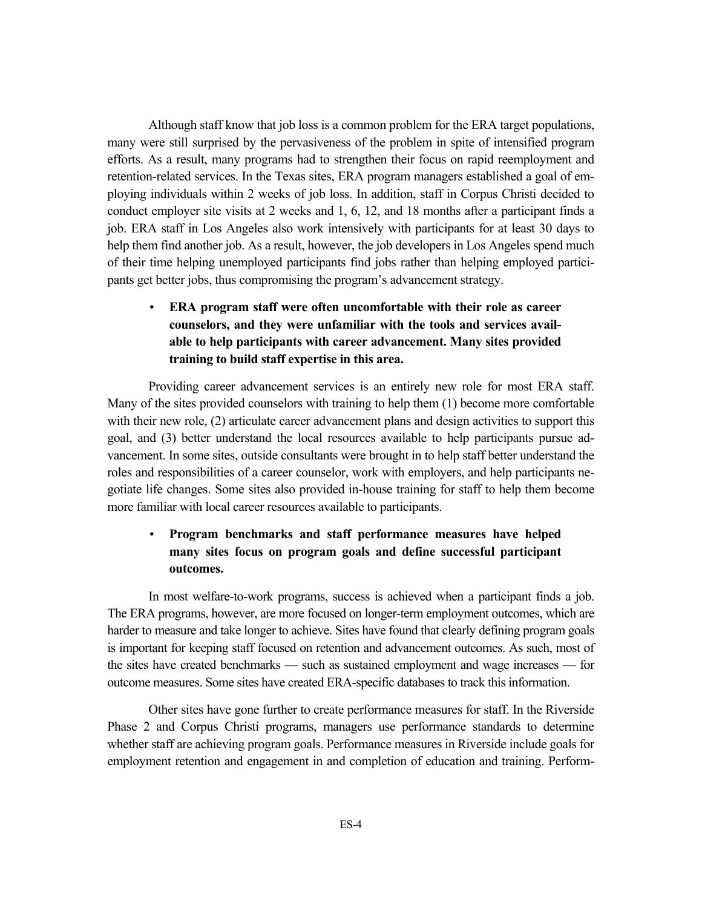Although staff know that job loss is a common problem for the ERA target populations, many were still surprised by the pervasiveness of the problem in spite of intensified program efforts. As a result, many programs had to strengthen their focus on rapid reemployment and retention-related services. In the Texas sites, ERA program managers established a goal of employing individuals within 2 weeks of job loss. In addition, staff in Corpus Christi decided to conduct employer site visits at 2 weeks and 1, 6, 12, and 18 months after a participant finds a job. ERA staff in Los Angeles also work intensively with participants for at least 30 days to help them find another job. As a result, however, the job developers in Los Angeles spend much of their time helping unemployed participants find jobs rather than helping employed participants get better jobs, thus compromising the program's advancement strategy.

- **ERA program staff were often uncomfortable with their role as career counselors, and they were unfamiliar with the tools and services available to help participants with career advancement. Many sites provided training to build staff expertise in this area.**

Providing career advancement services is an entirely new role for most ERA staff. Many of the sites provided counselors with training to help them (1) become more comfortable with their new role, (2) articulate career advancement plans and design activities to support this goal, and (3) better understand the local resources available to help participants pursue advancement. In some sites, outside consultants were brought in to help staff better understand the roles and responsibilities of a career counselor, work with employers, and help participants negotiate life changes. Some sites also provided in-house training for staff to help them become more familiar with local career resources available to participants.

- **Program benchmarks and staff performance measures have helped many sites focus on program goals and define successful participant outcomes.**

In most welfare-to-work programs, success is achieved when a participant finds a job. The ERA programs, however, are more focused on longer-term employment outcomes, which are harder to measure and take longer to achieve. Sites have found that clearly defining program goals is important for keeping staff focused on retention and advancement outcomes. As such, most of the sites have created benchmarks — such as sustained employment and wage increases — for outcome measures. Some sites have created ERA-specific databases to track this information.

Other sites have gone further to create performance measures for staff. In the Riverside Phase 2 and Corpus Christi programs, managers use performance standards to determine whether staff are achieving program goals. Performance measures in Riverside include goals for employment retention and engagement in and completion of education and training. Perform-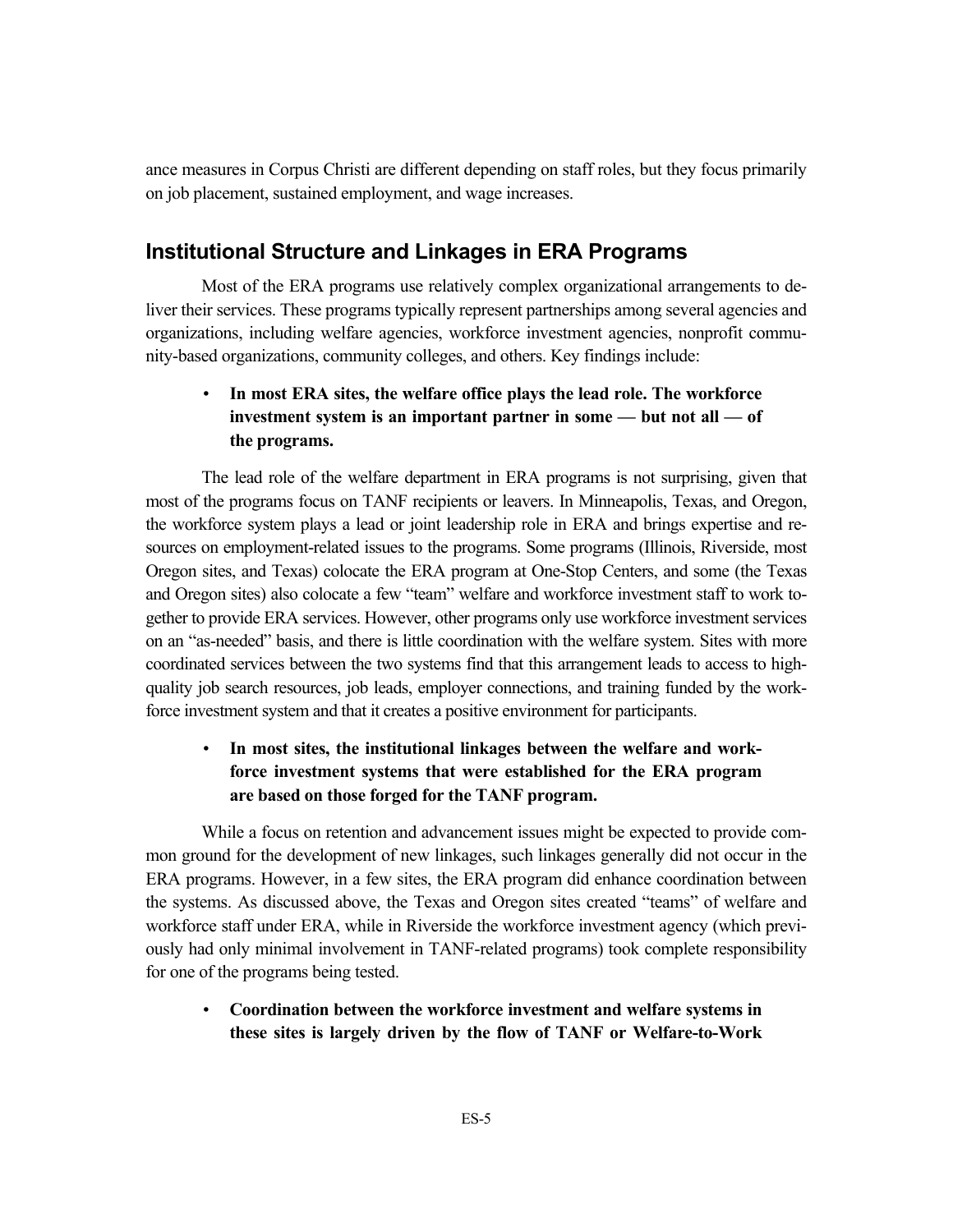ance measures in Corpus Christi are different depending on staff roles, but they focus primarily on job placement, sustained employment, and wage increases.

## Institutional Structure and Linkages in ERA Programs

Most of the ERA programs use relatively complex organizational arrangements to deliver their services. These programs typically represent partnerships among several agencies and organizations, including welfare agencies, workforce investment agencies, nonprofit community-based organizations, community colleges, and others. Key findings include:

- **In most ERA sites, the welfare office plays the lead role. The workforce investment system is an important partner in some — but not all — of the programs.**

The lead role of the welfare department in ERA programs is not surprising, given that most of the programs focus on TANF recipients or leavers. In Minneapolis, Texas, and Oregon, the workforce system plays a lead or joint leadership role in ERA and brings expertise and resources on employment-related issues to the programs. Some programs (Illinois, Riverside, most Oregon sites, and Texas) colocate the ERA program at One-Stop Centers, and some (the Texas and Oregon sites) also colocate a few "team" welfare and workforce investment staff to work together to provide ERA services. However, other programs only use workforce investment services on an "as-needed" basis, and there is little coordination with the welfare system. Sites with more coordinated services between the two systems find that this arrangement leads to access to high-quality job search resources, job leads, employer connections, and training funded by the workforce investment system and that it creates a positive environment for participants.

- **In most sites, the institutional linkages between the welfare and workforce investment systems that were established for the ERA program are based on those forged for the TANF program.**

While a focus on retention and advancement issues might be expected to provide common ground for the development of new linkages, such linkages generally did not occur in the ERA programs. However, in a few sites, the ERA program did enhance coordination between the systems. As discussed above, the Texas and Oregon sites created "teams" of welfare and workforce staff under ERA, while in Riverside the workforce investment agency (which previously had only minimal involvement in TANF-related programs) took complete responsibility for one of the programs being tested.

- **Coordination between the workforce investment and welfare systems in these sites is largely driven by the flow of TANF or Welfare-to-Work**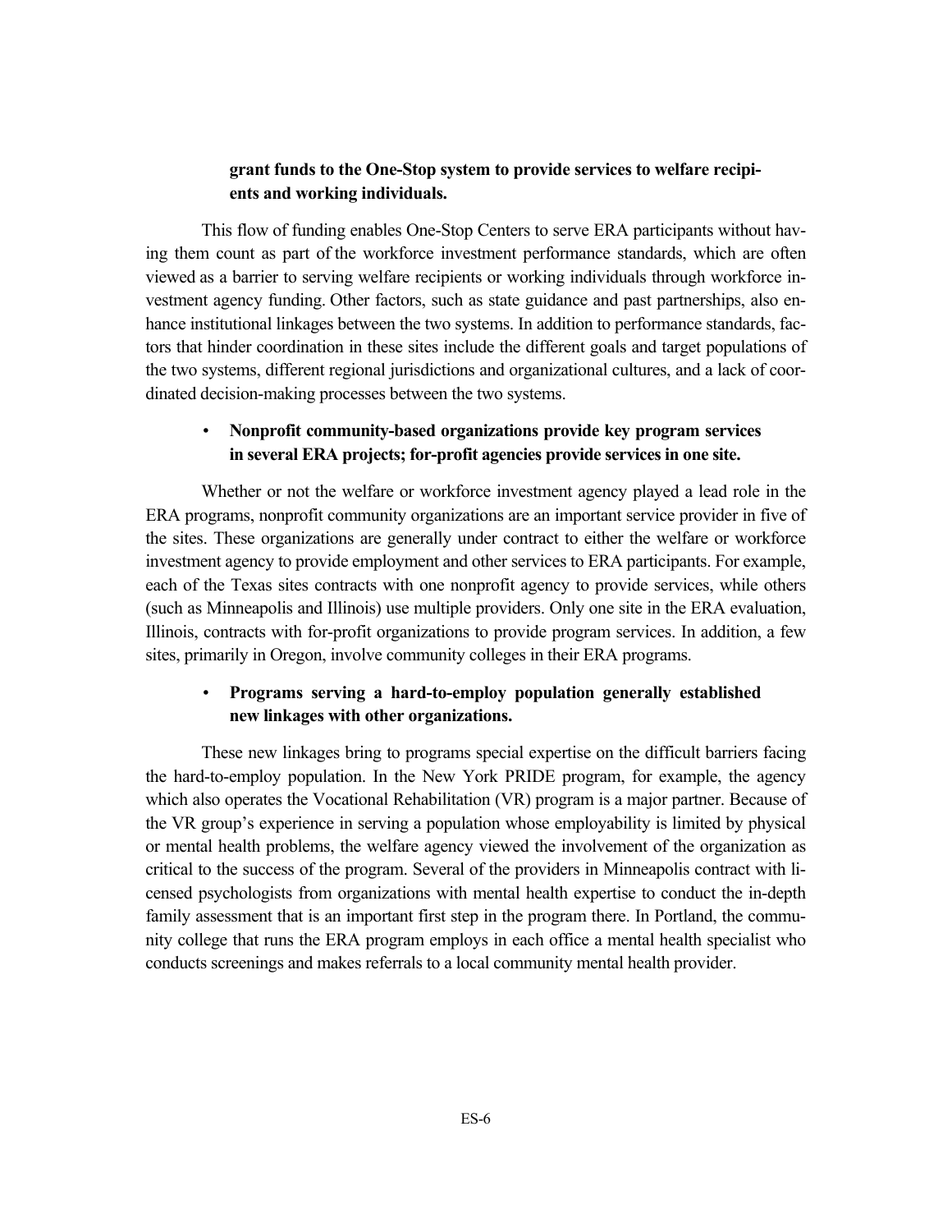**grant funds to the One-Stop system to provide services to welfare recipients and working individuals.**

This flow of funding enables One-Stop Centers to serve ERA participants without having them count as part of the workforce investment performance standards, which are often viewed as a barrier to serving welfare recipients or working individuals through workforce investment agency funding. Other factors, such as state guidance and past partnerships, also enhance institutional linkages between the two systems. In addition to performance standards, factors that hinder coordination in these sites include the different goals and target populations of the two systems, different regional jurisdictions and organizational cultures, and a lack of coordinated decision-making processes between the two systems.

- **Nonprofit community-based organizations provide key program services in several ERA projects; for-profit agencies provide services in one site.**

Whether or not the welfare or workforce investment agency played a lead role in the ERA programs, nonprofit community organizations are an important service provider in five of the sites. These organizations are generally under contract to either the welfare or workforce investment agency to provide employment and other services to ERA participants. For example, each of the Texas sites contracts with one nonprofit agency to provide services, while others (such as Minneapolis and Illinois) use multiple providers. Only one site in the ERA evaluation, Illinois, contracts with for-profit organizations to provide program services. In addition, a few sites, primarily in Oregon, involve community colleges in their ERA programs.

- **Programs serving a hard-to-employ population generally established new linkages with other organizations.**

These new linkages bring to programs special expertise on the difficult barriers facing the hard-to-employ population. In the New York PRIDE program, for example, the agency which also operates the Vocational Rehabilitation (VR) program is a major partner. Because of the VR group's experience in serving a population whose employability is limited by physical or mental health problems, the welfare agency viewed the involvement of the organization as critical to the success of the program. Several of the providers in Minneapolis contract with licensed psychologists from organizations with mental health expertise to conduct the in-depth family assessment that is an important first step in the program there. In Portland, the community college that runs the ERA program employs in each office a mental health specialist who conducts screenings and makes referrals to a local community mental health provider.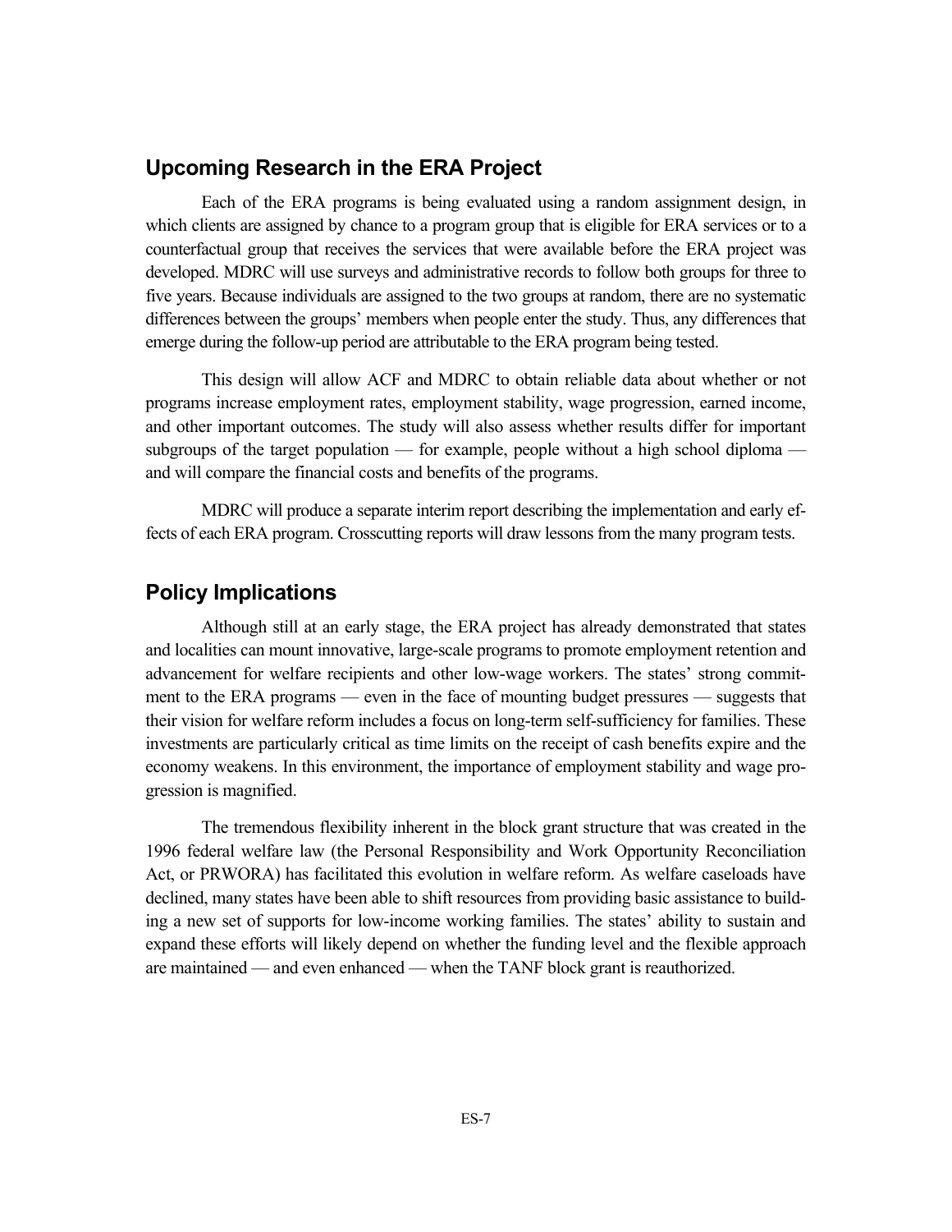## Upcoming Research in the ERA Project

Each of the ERA programs is being evaluated using a random assignment design, in which clients are assigned by chance to a program group that is eligible for ERA services or to a counterfactual group that receives the services that were available before the ERA project was developed. MDRC will use surveys and administrative records to follow both groups for three to five years. Because individuals are assigned to the two groups at random, there are no systematic differences between the groups' members when people enter the study. Thus, any differences that emerge during the follow-up period are attributable to the ERA program being tested.

This design will allow ACF and MDRC to obtain reliable data about whether or not programs increase employment rates, employment stability, wage progression, earned income, and other important outcomes. The study will also assess whether results differ for important subgroups of the target population — for example, people without a high school diploma — and will compare the financial costs and benefits of the programs.

MDRC will produce a separate interim report describing the implementation and early effects of each ERA program. Crosscutting reports will draw lessons from the many program tests.

## Policy Implications

Although still at an early stage, the ERA project has already demonstrated that states and localities can mount innovative, large-scale programs to promote employment retention and advancement for welfare recipients and other low-wage workers. The states' strong commitment to the ERA programs — even in the face of mounting budget pressures — suggests that their vision for welfare reform includes a focus on long-term self-sufficiency for families. These investments are particularly critical as time limits on the receipt of cash benefits expire and the economy weakens. In this environment, the importance of employment stability and wage progression is magnified.

The tremendous flexibility inherent in the block grant structure that was created in the 1996 federal welfare law (the Personal Responsibility and Work Opportunity Reconciliation Act, or PRWORA) has facilitated this evolution in welfare reform. As welfare caseloads have declined, many states have been able to shift resources from providing basic assistance to building a new set of supports for low-income working families. The states' ability to sustain and expand these efforts will likely depend on whether the funding level and the flexible approach are maintained — and even enhanced — when the TANF block grant is reauthorized.